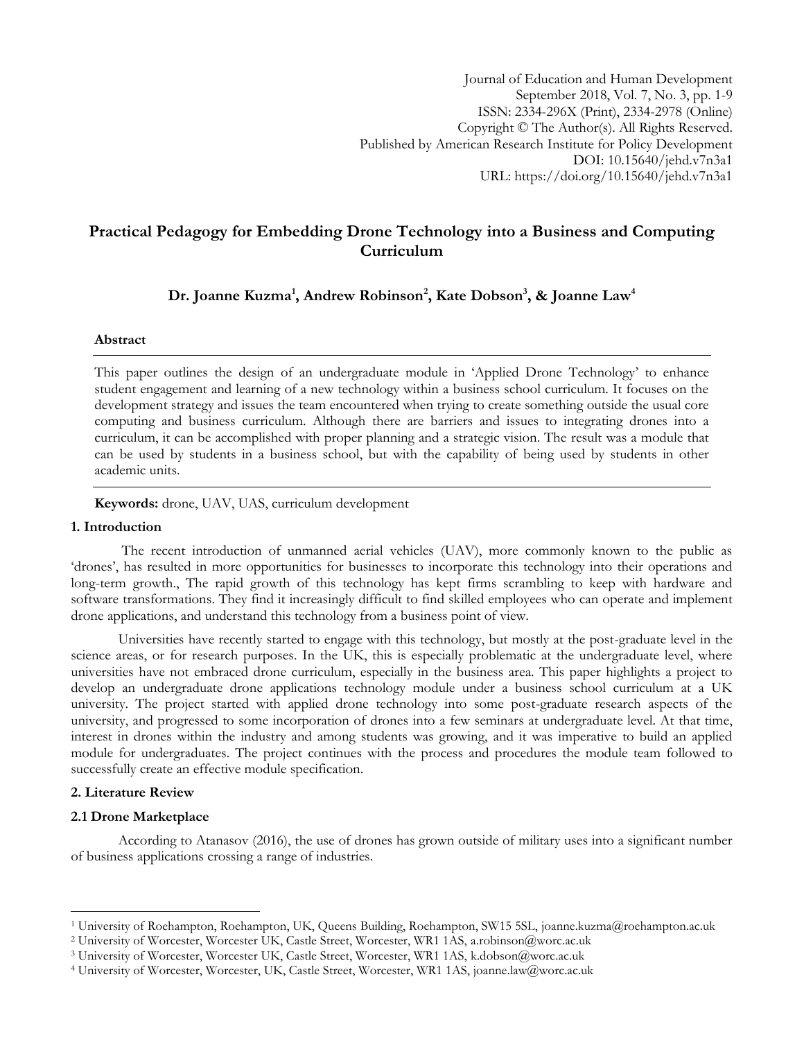# Practical Pedagogy for Embedding Drone Technology into a Business and Computing Curriculum

**Dr. Joanne Kuzma[1], Andrew Robinson[2], Kate Dobson[3], & Joanne Law[4]**

### Abstract

This paper outlines the design of an undergraduate module in 'Applied Drone Technology' to enhance student engagement and learning of a new technology within a business school curriculum. It focuses on the development strategy and issues the team encountered when trying to create something outside the usual core computing and business curriculum. Although there are barriers and issues to integrating drones into a curriculum, it can be accomplished with proper planning and a strategic vision. The result was a module that can be used by students in a business school, but with the capability of being used by students in other academic units.

**Keywords:** drone, UAV, UAS, curriculum development

## 1. Introduction

The recent introduction of unmanned aerial vehicles (UAV), more commonly known to the public as 'drones', has resulted in more opportunities for businesses to incorporate this technology into their operations and long-term growth., The rapid growth of this technology has kept firms scrambling to keep with hardware and software transformations. They find it increasingly difficult to find skilled employees who can operate and implement drone applications, and understand this technology from a business point of view.

Universities have recently started to engage with this technology, but mostly at the post-graduate level in the science areas, or for research purposes. In the UK, this is especially problematic at the undergraduate level, where universities have not embraced drone curriculum, especially in the business area. This paper highlights a project to develop an undergraduate drone applications technology module under a business school curriculum at a UK university. The project started with applied drone technology into some post-graduate research aspects of the university, and progressed to some incorporation of drones into a few seminars at undergraduate level. At that time, interest in drones within the industry and among students was growing, and it was imperative to build an applied module for undergraduates. The project continues with the process and procedures the module team followed to successfully create an effective module specification.

## 2. Literature Review

### 2.1 Drone Marketplace

According to Atanasov (2016), the use of drones has grown outside of military uses into a significant number of business applications crossing a range of industries.

---

[1] University of Roehampton, Roehampton, UK, Queens Building, Roehampton, SW15 5SL, joanne.kuzma@roehampton.ac.uk

[2] University of Worcester, Worcester UK, Castle Street, Worcester, WR1 1AS, a.robinson@worc.ac.uk

[3] University of Worcester, Worcester UK, Castle Street, Worcester, WR1 1AS, k.dobson@worc.ac.uk

[4] University of Worcester, Worcester, UK, Castle Street, Worcester, WR1 1AS, joanne.law@worc.ac.uk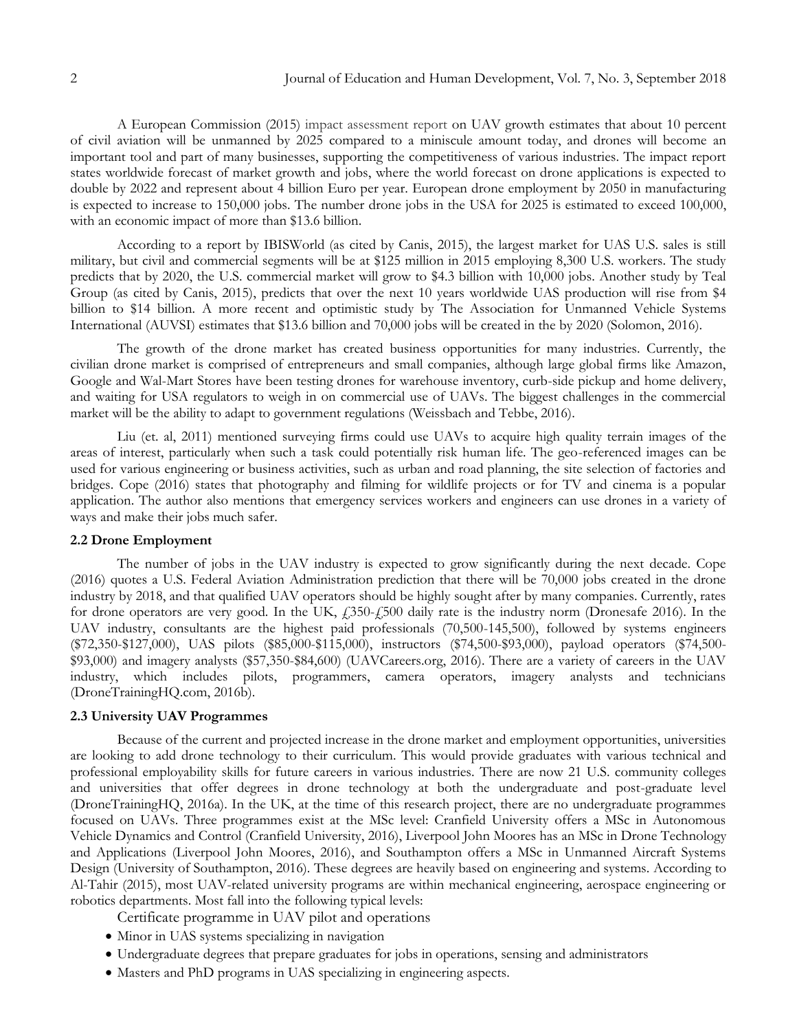A European Commission (2015) impact assessment report on UAV growth estimates that about 10 percent of civil aviation will be unmanned by 2025 compared to a miniscule amount today, and drones will become an important tool and part of many businesses, supporting the competitiveness of various industries. The impact report states worldwide forecast of market growth and jobs, where the world forecast on drone applications is expected to double by 2022 and represent about 4 billion Euro per year. European drone employment by 2050 in manufacturing is expected to increase to 150,000 jobs. The number drone jobs in the USA for 2025 is estimated to exceed 100,000, with an economic impact of more than $13.6 billion.

According to a report by IBISWorld (as cited by Canis, 2015), the largest market for UAS U.S. sales is still military, but civil and commercial segments will be at $125 million in 2015 employing 8,300 U.S. workers. The study predicts that by 2020, the U.S. commercial market will grow to $4.3 billion with 10,000 jobs. Another study by Teal Group (as cited by Canis, 2015), predicts that over the next 10 years worldwide UAS production will rise from $4 billion to $14 billion. A more recent and optimistic study by The Association for Unmanned Vehicle Systems International (AUVSI) estimates that $13.6 billion and 70,000 jobs will be created in the by 2020 (Solomon, 2016).

The growth of the drone market has created business opportunities for many industries. Currently, the civilian drone market is comprised of entrepreneurs and small companies, although large global firms like Amazon, Google and Wal-Mart Stores have been testing drones for warehouse inventory, curb-side pickup and home delivery, and waiting for USA regulators to weigh in on commercial use of UAVs. The biggest challenges in the commercial market will be the ability to adapt to government regulations (Weissbach and Tebbe, 2016).

Liu (et. al, 2011) mentioned surveying firms could use UAVs to acquire high quality terrain images of the areas of interest, particularly when such a task could potentially risk human life. The geo-referenced images can be used for various engineering or business activities, such as urban and road planning, the site selection of factories and bridges. Cope (2016) states that photography and filming for wildlife projects or for TV and cinema is a popular application. The author also mentions that emergency services workers and engineers can use drones in a variety of ways and make their jobs much safer.

### 2.2 Drone Employment

The number of jobs in the UAV industry is expected to grow significantly during the next decade. Cope (2016) quotes a U.S. Federal Aviation Administration prediction that there will be 70,000 jobs created in the drone industry by 2018, and that qualified UAV operators should be highly sought after by many companies. Currently, rates for drone operators are very good. In the UK, £350-£500 daily rate is the industry norm (Dronesafe 2016). In the UAV industry, consultants are the highest paid professionals (70,500-145,500), followed by systems engineers ($72,350-$127,000), UAS pilots ($85,000-$115,000), instructors ($74,500-$93,000), payload operators ($74,500-$93,000) and imagery analysts ($57,350-$84,600) (UAVCareers.org, 2016). There are a variety of careers in the UAV industry, which includes pilots, programmers, camera operators, imagery analysts and technicians (DroneTrainingHQ.com, 2016b).

### 2.3 University UAV Programmes

Because of the current and projected increase in the drone market and employment opportunities, universities are looking to add drone technology to their curriculum. This would provide graduates with various technical and professional employability skills for future careers in various industries. There are now 21 U.S. community colleges and universities that offer degrees in drone technology at both the undergraduate and post-graduate level (DroneTrainingHQ, 2016a). In the UK, at the time of this research project, there are no undergraduate programmes focused on UAVs. Three programmes exist at the MSc level: Cranfield University offers a MSc in Autonomous Vehicle Dynamics and Control (Cranfield University, 2016), Liverpool John Moores has an MSc in Drone Technology and Applications (Liverpool John Moores, 2016), and Southampton offers a MSc in Unmanned Aircraft Systems Design (University of Southampton, 2016). These degrees are heavily based on engineering and systems. According to Al-Tahir (2015), most UAV-related university programs are within mechanical engineering, aerospace engineering or robotics departments. Most fall into the following typical levels:

- Certificate programme in UAV pilot and operations
- Minor in UAS systems specializing in navigation
- Undergraduate degrees that prepare graduates for jobs in operations, sensing and administrators
- Masters and PhD programs in UAS specializing in engineering aspects.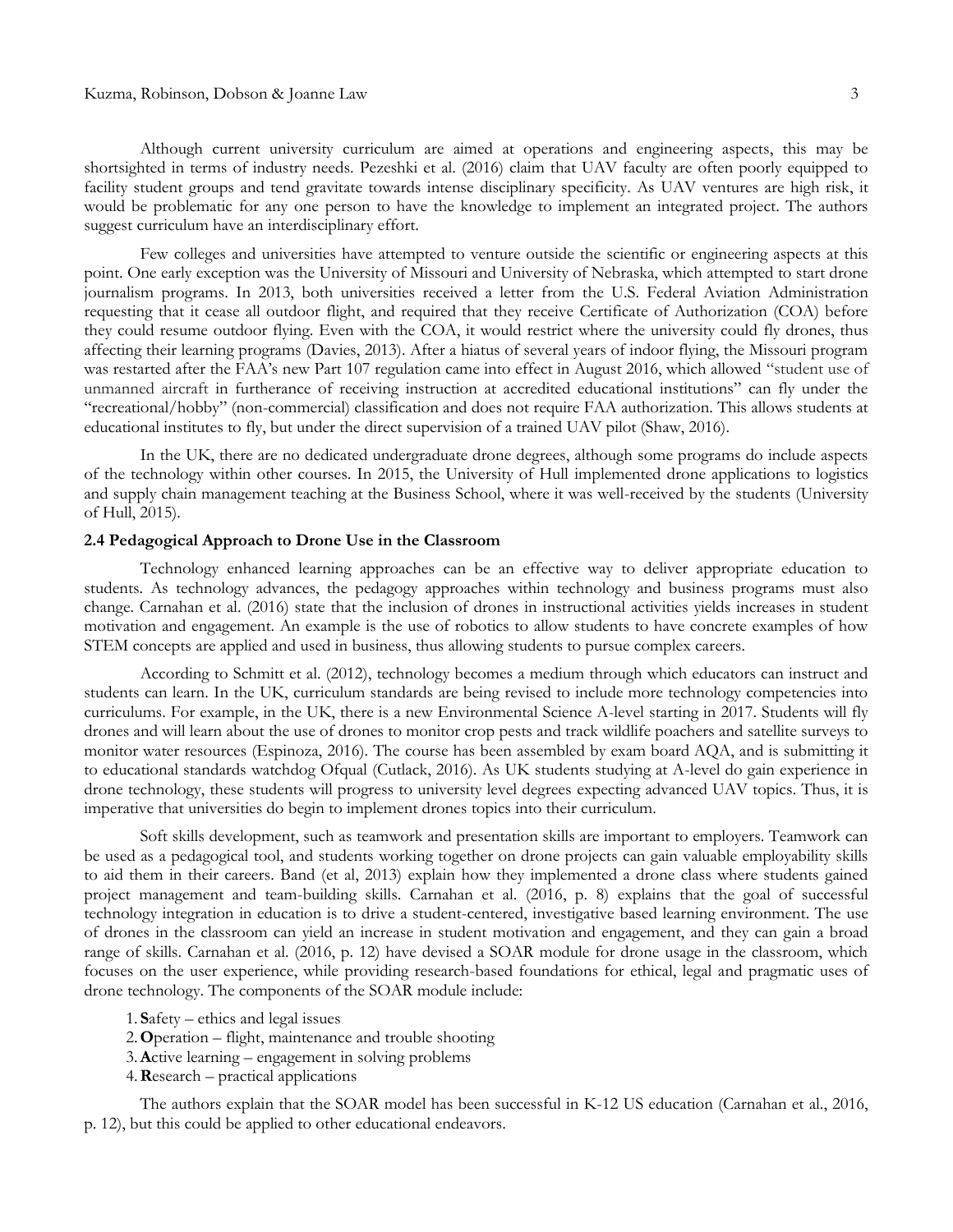Although current university curriculum are aimed at operations and engineering aspects, this may be shortsighted in terms of industry needs. Pezeshki et al. (2016) claim that UAV faculty are often poorly equipped to facility student groups and tend gravitate towards intense disciplinary specificity. As UAV ventures are high risk, it would be problematic for any one person to have the knowledge to implement an integrated project. The authors suggest curriculum have an interdisciplinary effort.

Few colleges and universities have attempted to venture outside the scientific or engineering aspects at this point. One early exception was the University of Missouri and University of Nebraska, which attempted to start drone journalism programs. In 2013, both universities received a letter from the U.S. Federal Aviation Administration requesting that it cease all outdoor flight, and required that they receive Certificate of Authorization (COA) before they could resume outdoor flying. Even with the COA, it would restrict where the university could fly drones, thus affecting their learning programs (Davies, 2013). After a hiatus of several years of indoor flying, the Missouri program was restarted after the FAA's new Part 107 regulation came into effect in August 2016, which allowed "student use of unmanned aircraft in furtherance of receiving instruction at accredited educational institutions" can fly under the "recreational/hobby" (non-commercial) classification and does not require FAA authorization. This allows students at educational institutes to fly, but under the direct supervision of a trained UAV pilot (Shaw, 2016).

In the UK, there are no dedicated undergraduate drone degrees, although some programs do include aspects of the technology within other courses. In 2015, the University of Hull implemented drone applications to logistics and supply chain management teaching at the Business School, where it was well-received by the students (University of Hull, 2015).

### 2.4 Pedagogical Approach to Drone Use in the Classroom

Technology enhanced learning approaches can be an effective way to deliver appropriate education to students. As technology advances, the pedagogy approaches within technology and business programs must also change. Carnahan et al. (2016) state that the inclusion of drones in instructional activities yields increases in student motivation and engagement. An example is the use of robotics to allow students to have concrete examples of how STEM concepts are applied and used in business, thus allowing students to pursue complex careers.

According to Schmitt et al. (2012), technology becomes a medium through which educators can instruct and students can learn. In the UK, curriculum standards are being revised to include more technology competencies into curriculums. For example, in the UK, there is a new Environmental Science A-level starting in 2017. Students will fly drones and will learn about the use of drones to monitor crop pests and track wildlife poachers and satellite surveys to monitor water resources (Espinoza, 2016). The course has been assembled by exam board AQA, and is submitting it to educational standards watchdog Ofqual (Cutlack, 2016). As UK students studying at A-level do gain experience in drone technology, these students will progress to university level degrees expecting advanced UAV topics. Thus, it is imperative that universities do begin to implement drones topics into their curriculum.

Soft skills development, such as teamwork and presentation skills are important to employers. Teamwork can be used as a pedagogical tool, and students working together on drone projects can gain valuable employability skills to aid them in their careers. Band (et al, 2013) explain how they implemented a drone class where students gained project management and team-building skills. Carnahan et al. (2016, p. 8) explains that the goal of successful technology integration in education is to drive a student-centered, investigative based learning environment. The use of drones in the classroom can yield an increase in student motivation and engagement, and they can gain a broad range of skills. Carnahan et al. (2016, p. 12) have devised a SOAR module for drone usage in the classroom, which focuses on the user experience, while providing research-based foundations for ethical, legal and pragmatic uses of drone technology. The components of the SOAR module include:

1. **S**afety – ethics and legal issues
2. **O**peration – flight, maintenance and trouble shooting
3. **A**ctive learning – engagement in solving problems
4. **R**esearch – practical applications

The authors explain that the SOAR model has been successful in K-12 US education (Carnahan et al., 2016, p. 12), but this could be applied to other educational endeavors.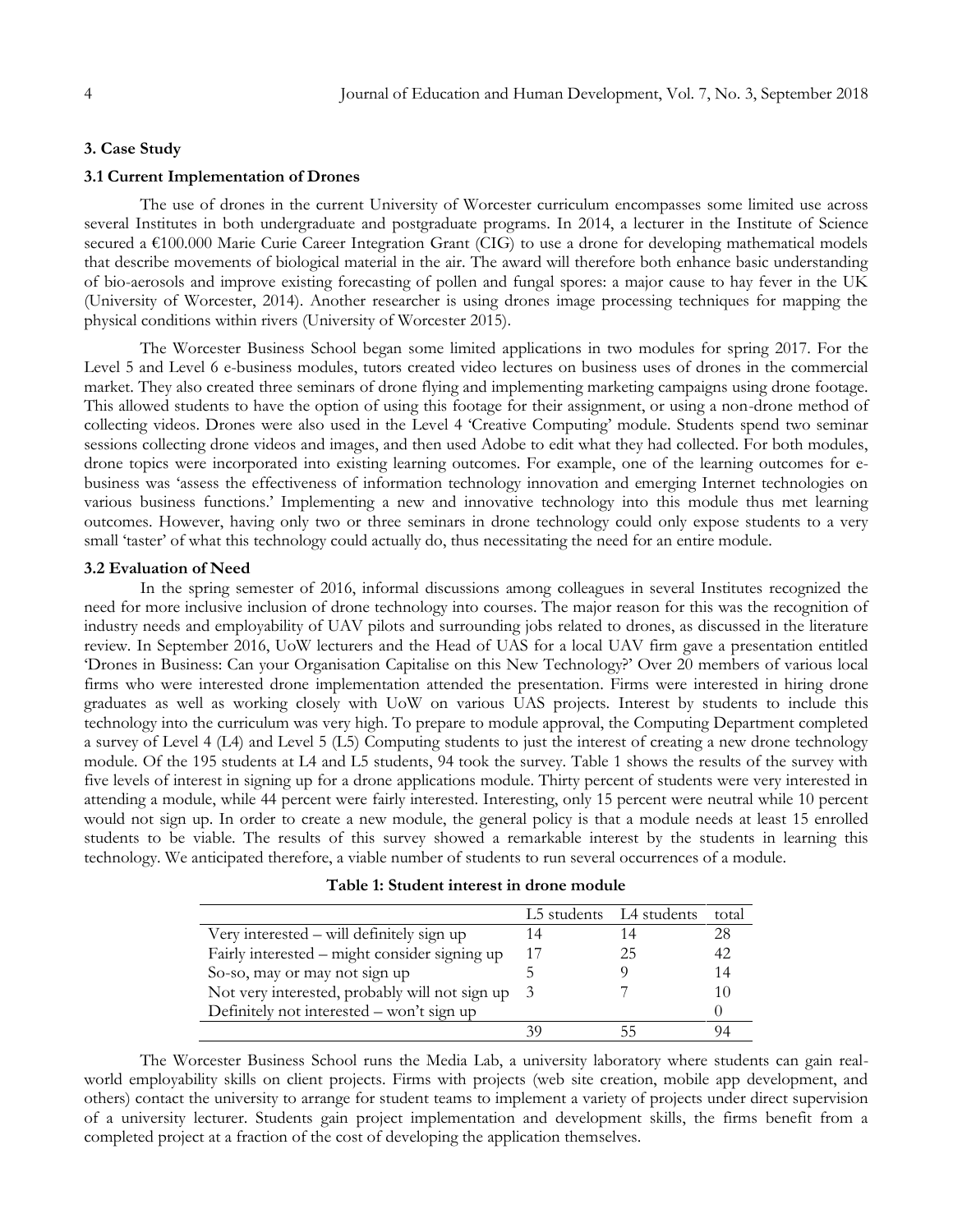### 3. Case Study

#### 3.1 Current Implementation of Drones

The use of drones in the current University of Worcester curriculum encompasses some limited use across several Institutes in both undergraduate and postgraduate programs. In 2014, a lecturer in the Institute of Science secured a €100.000 Marie Curie Career Integration Grant (CIG) to use a drone for developing mathematical models that describe movements of biological material in the air. The award will therefore both enhance basic understanding of bio-aerosols and improve existing forecasting of pollen and fungal spores: a major cause to hay fever in the UK (University of Worcester, 2014). Another researcher is using drones image processing techniques for mapping the physical conditions within rivers (University of Worcester 2015).

The Worcester Business School began some limited applications in two modules for spring 2017. For the Level 5 and Level 6 e-business modules, tutors created video lectures on business uses of drones in the commercial market. They also created three seminars of drone flying and implementing marketing campaigns using drone footage. This allowed students to have the option of using this footage for their assignment, or using a non-drone method of collecting videos. Drones were also used in the Level 4 'Creative Computing' module. Students spend two seminar sessions collecting drone videos and images, and then used Adobe to edit what they had collected. For both modules, drone topics were incorporated into existing learning outcomes. For example, one of the learning outcomes for e-business was 'assess the effectiveness of information technology innovation and emerging Internet technologies on various business functions.' Implementing a new and innovative technology into this module thus met learning outcomes. However, having only two or three seminars in drone technology could only expose students to a very small 'taster' of what this technology could actually do, thus necessitating the need for an entire module.

#### 3.2 Evaluation of Need

In the spring semester of 2016, informal discussions among colleagues in several Institutes recognized the need for more inclusive inclusion of drone technology into courses. The major reason for this was the recognition of industry needs and employability of UAV pilots and surrounding jobs related to drones, as discussed in the literature review. In September 2016, UoW lecturers and the Head of UAS for a local UAV firm gave a presentation entitled 'Drones in Business: Can your Organisation Capitalise on this New Technology?' Over 20 members of various local firms who were interested drone implementation attended the presentation. Firms were interested in hiring drone graduates as well as working closely with UoW on various UAS projects. Interest by students to include this technology into the curriculum was very high. To prepare to module approval, the Computing Department completed a survey of Level 4 (L4) and Level 5 (L5) Computing students to just the interest of creating a new drone technology module. Of the 195 students at L4 and L5 students, 94 took the survey. Table 1 shows the results of the survey with five levels of interest in signing up for a drone applications module. Thirty percent of students were very interested in attending a module, while 44 percent were fairly interested. Interesting, only 15 percent were neutral while 10 percent would not sign up. In order to create a new module, the general policy is that a module needs at least 15 enrolled students to be viable. The results of this survey showed a remarkable interest by the students in learning this technology. We anticipated therefore, a viable number of students to run several occurrences of a module.

**Table 1: Student interest in drone module**

| | L5 students | L4 students | total |
|---|---|---|---|
| Very interested – will definitely sign up | 14 | 14 | 28 |
| Fairly interested – might consider signing up | 17 | 25 | 42 |
| So-so, may or may not sign up | 5 | 9 | 14 |
| Not very interested, probably will not sign up | 3 | 7 | 10 |
| Definitely not interested – won't sign up | | | 0 |
| | 39 | 55 | 94 |

The Worcester Business School runs the Media Lab, a university laboratory where students can gain real-world employability skills on client projects. Firms with projects (web site creation, mobile app development, and others) contact the university to arrange for student teams to implement a variety of projects under direct supervision of a university lecturer. Students gain project implementation and development skills, the firms benefit from a completed project at a fraction of the cost of developing the application themselves.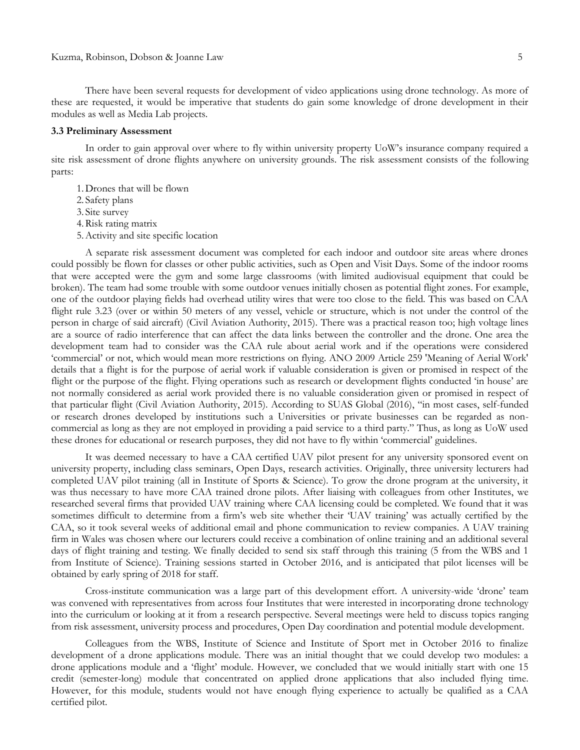There have been several requests for development of video applications using drone technology. As more of these are requested, it would be imperative that students do gain some knowledge of drone development in their modules as well as Media Lab projects.

### 3.3 Preliminary Assessment

In order to gain approval over where to fly within university property UoW's insurance company required a site risk assessment of drone flights anywhere on university grounds. The risk assessment consists of the following parts:

1. Drones that will be flown
2. Safety plans
3. Site survey
4. Risk rating matrix
5. Activity and site specific location

A separate risk assessment document was completed for each indoor and outdoor site areas where drones could possibly be flown for classes or other public activities, such as Open and Visit Days. Some of the indoor rooms that were accepted were the gym and some large classrooms (with limited audiovisual equipment that could be broken). The team had some trouble with some outdoor venues initially chosen as potential flight zones. For example, one of the outdoor playing fields had overhead utility wires that were too close to the field. This was based on CAA flight rule 3.23 (over or within 50 meters of any vessel, vehicle or structure, which is not under the control of the person in charge of said aircraft) (Civil Aviation Authority, 2015). There was a practical reason too; high voltage lines are a source of radio interference that can affect the data links between the controller and the drone. One area the development team had to consider was the CAA rule about aerial work and if the operations were considered 'commercial' or not, which would mean more restrictions on flying. ANO 2009 Article 259 'Meaning of Aerial Work' details that a flight is for the purpose of aerial work if valuable consideration is given or promised in respect of the flight or the purpose of the flight. Flying operations such as research or development flights conducted 'in house' are not normally considered as aerial work provided there is no valuable consideration given or promised in respect of that particular flight (Civil Aviation Authority, 2015). According to SUAS Global (2016), "in most cases, self-funded or research drones developed by institutions such a Universities or private businesses can be regarded as non-commercial as long as they are not employed in providing a paid service to a third party." Thus, as long as UoW used these drones for educational or research purposes, they did not have to fly within 'commercial' guidelines.

It was deemed necessary to have a CAA certified UAV pilot present for any university sponsored event on university property, including class seminars, Open Days, research activities. Originally, three university lecturers had completed UAV pilot training (all in Institute of Sports & Science). To grow the drone program at the university, it was thus necessary to have more CAA trained drone pilots. After liaising with colleagues from other Institutes, we researched several firms that provided UAV training where CAA licensing could be completed. We found that it was sometimes difficult to determine from a firm's web site whether their 'UAV training' was actually certified by the CAA, so it took several weeks of additional email and phone communication to review companies. A UAV training firm in Wales was chosen where our lecturers could receive a combination of online training and an additional several days of flight training and testing. We finally decided to send six staff through this training (5 from the WBS and 1 from Institute of Science). Training sessions started in October 2016, and is anticipated that pilot licenses will be obtained by early spring of 2018 for staff.

Cross-institute communication was a large part of this development effort. A university-wide 'drone' team was convened with representatives from across four Institutes that were interested in incorporating drone technology into the curriculum or looking at it from a research perspective. Several meetings were held to discuss topics ranging from risk assessment, university process and procedures, Open Day coordination and potential module development.

Colleagues from the WBS, Institute of Science and Institute of Sport met in October 2016 to finalize development of a drone applications module. There was an initial thought that we could develop two modules: a drone applications module and a 'flight' module. However, we concluded that we would initially start with one 15 credit (semester-long) module that concentrated on applied drone applications that also included flying time. However, for this module, students would not have enough flying experience to actually be qualified as a CAA certified pilot.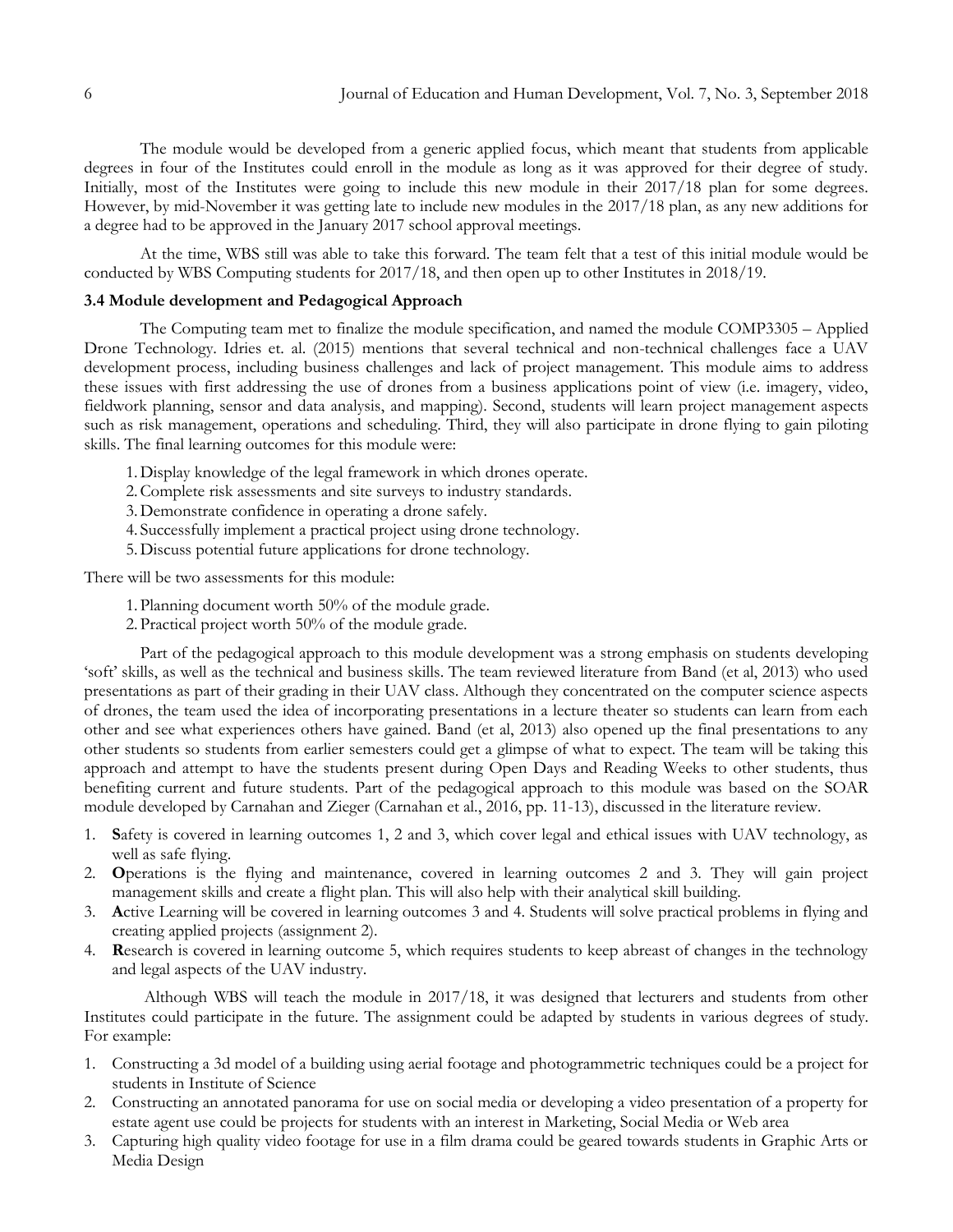The module would be developed from a generic applied focus, which meant that students from applicable degrees in four of the Institutes could enroll in the module as long as it was approved for their degree of study. Initially, most of the Institutes were going to include this new module in their 2017/18 plan for some degrees. However, by mid-November it was getting late to include new modules in the 2017/18 plan, as any new additions for a degree had to be approved in the January 2017 school approval meetings.

At the time, WBS still was able to take this forward. The team felt that a test of this initial module would be conducted by WBS Computing students for 2017/18, and then open up to other Institutes in 2018/19.

### 3.4 Module development and Pedagogical Approach

The Computing team met to finalize the module specification, and named the module COMP3305 – Applied Drone Technology. Idries et. al. (2015) mentions that several technical and non-technical challenges face a UAV development process, including business challenges and lack of project management. This module aims to address these issues with first addressing the use of drones from a business applications point of view (i.e. imagery, video, fieldwork planning, sensor and data analysis, and mapping). Second, students will learn project management aspects such as risk management, operations and scheduling. Third, they will also participate in drone flying to gain piloting skills. The final learning outcomes for this module were:

1. Display knowledge of the legal framework in which drones operate.
2. Complete risk assessments and site surveys to industry standards.
3. Demonstrate confidence in operating a drone safely.
4. Successfully implement a practical project using drone technology.
5. Discuss potential future applications for drone technology.

There will be two assessments for this module:

1. Planning document worth 50% of the module grade.
2. Practical project worth 50% of the module grade.

Part of the pedagogical approach to this module development was a strong emphasis on students developing 'soft' skills, as well as the technical and business skills. The team reviewed literature from Band (et al, 2013) who used presentations as part of their grading in their UAV class. Although they concentrated on the computer science aspects of drones, the team used the idea of incorporating presentations in a lecture theater so students can learn from each other and see what experiences others have gained. Band (et al, 2013) also opened up the final presentations to any other students so students from earlier semesters could get a glimpse of what to expect. The team will be taking this approach and attempt to have the students present during Open Days and Reading Weeks to other students, thus benefiting current and future students. Part of the pedagogical approach to this module was based on the SOAR module developed by Carnahan and Zieger (Carnahan et al., 2016, pp. 11-13), discussed in the literature review.

1. **S**afety is covered in learning outcomes 1, 2 and 3, which cover legal and ethical issues with UAV technology, as well as safe flying.
2. **O**perations is the flying and maintenance, covered in learning outcomes 2 and 3. They will gain project management skills and create a flight plan. This will also help with their analytical skill building.
3. **A**ctive Learning will be covered in learning outcomes 3 and 4. Students will solve practical problems in flying and creating applied projects (assignment 2).
4. **R**esearch is covered in learning outcome 5, which requires students to keep abreast of changes in the technology and legal aspects of the UAV industry.

Although WBS will teach the module in 2017/18, it was designed that lecturers and students from other Institutes could participate in the future. The assignment could be adapted by students in various degrees of study. For example:

1. Constructing a 3d model of a building using aerial footage and photogrammetric techniques could be a project for students in Institute of Science
2. Constructing an annotated panorama for use on social media or developing a video presentation of a property for estate agent use could be projects for students with an interest in Marketing, Social Media or Web area
3. Capturing high quality video footage for use in a film drama could be geared towards students in Graphic Arts or Media Design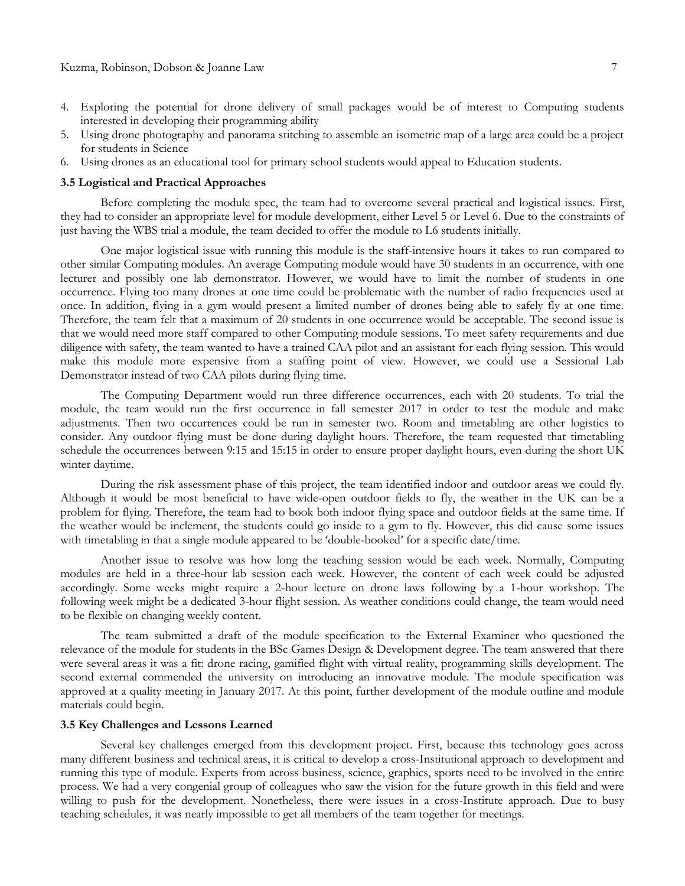4. Exploring the potential for drone delivery of small packages would be of interest to Computing students interested in developing their programming ability
5. Using drone photography and panorama stitching to assemble an isometric map of a large area could be a project for students in Science
6. Using drones as an educational tool for primary school students would appeal to Education students.

### 3.5 Logistical and Practical Approaches

Before completing the module spec, the team had to overcome several practical and logistical issues. First, they had to consider an appropriate level for module development, either Level 5 or Level 6. Due to the constraints of just having the WBS trial a module, the team decided to offer the module to L6 students initially.

One major logistical issue with running this module is the staff-intensive hours it takes to run compared to other similar Computing modules. An average Computing module would have 30 students in an occurrence, with one lecturer and possibly one lab demonstrator. However, we would have to limit the number of students in one occurrence. Flying too many drones at one time could be problematic with the number of radio frequencies used at once. In addition, flying in a gym would present a limited number of drones being able to safely fly at one time. Therefore, the team felt that a maximum of 20 students in one occurrence would be acceptable. The second issue is that we would need more staff compared to other Computing module sessions. To meet safety requirements and due diligence with safety, the team wanted to have a trained CAA pilot and an assistant for each flying session. This would make this module more expensive from a staffing point of view. However, we could use a Sessional Lab Demonstrator instead of two CAA pilots during flying time.

The Computing Department would run three difference occurrences, each with 20 students. To trial the module, the team would run the first occurrence in fall semester 2017 in order to test the module and make adjustments. Then two occurrences could be run in semester two. Room and timetabling are other logistics to consider. Any outdoor flying must be done during daylight hours. Therefore, the team requested that timetabling schedule the occurrences between 9:15 and 15:15 in order to ensure proper daylight hours, even during the short UK winter daytime.

During the risk assessment phase of this project, the team identified indoor and outdoor areas we could fly. Although it would be most beneficial to have wide-open outdoor fields to fly, the weather in the UK can be a problem for flying. Therefore, the team had to book both indoor flying space and outdoor fields at the same time. If the weather would be inclement, the students could go inside to a gym to fly. However, this did cause some issues with timetabling in that a single module appeared to be 'double-booked' for a specific date/time.

Another issue to resolve was how long the teaching session would be each week. Normally, Computing modules are held in a three-hour lab session each week. However, the content of each week could be adjusted accordingly. Some weeks might require a 2-hour lecture on drone laws following by a 1-hour workshop. The following week might be a dedicated 3-hour flight session. As weather conditions could change, the team would need to be flexible on changing weekly content.

The team submitted a draft of the module specification to the External Examiner who questioned the relevance of the module for students in the BSc Games Design & Development degree. The team answered that there were several areas it was a fit: drone racing, gamified flight with virtual reality, programming skills development. The second external commended the university on introducing an innovative module. The module specification was approved at a quality meeting in January 2017. At this point, further development of the module outline and module materials could begin.

### 3.5 Key Challenges and Lessons Learned

Several key challenges emerged from this development project. First, because this technology goes across many different business and technical areas, it is critical to develop a cross-Institutional approach to development and running this type of module. Experts from across business, science, graphics, sports need to be involved in the entire process. We had a very congenial group of colleagues who saw the vision for the future growth in this field and were willing to push for the development. Nonetheless, there were issues in a cross-Institute approach. Due to busy teaching schedules, it was nearly impossible to get all members of the team together for meetings.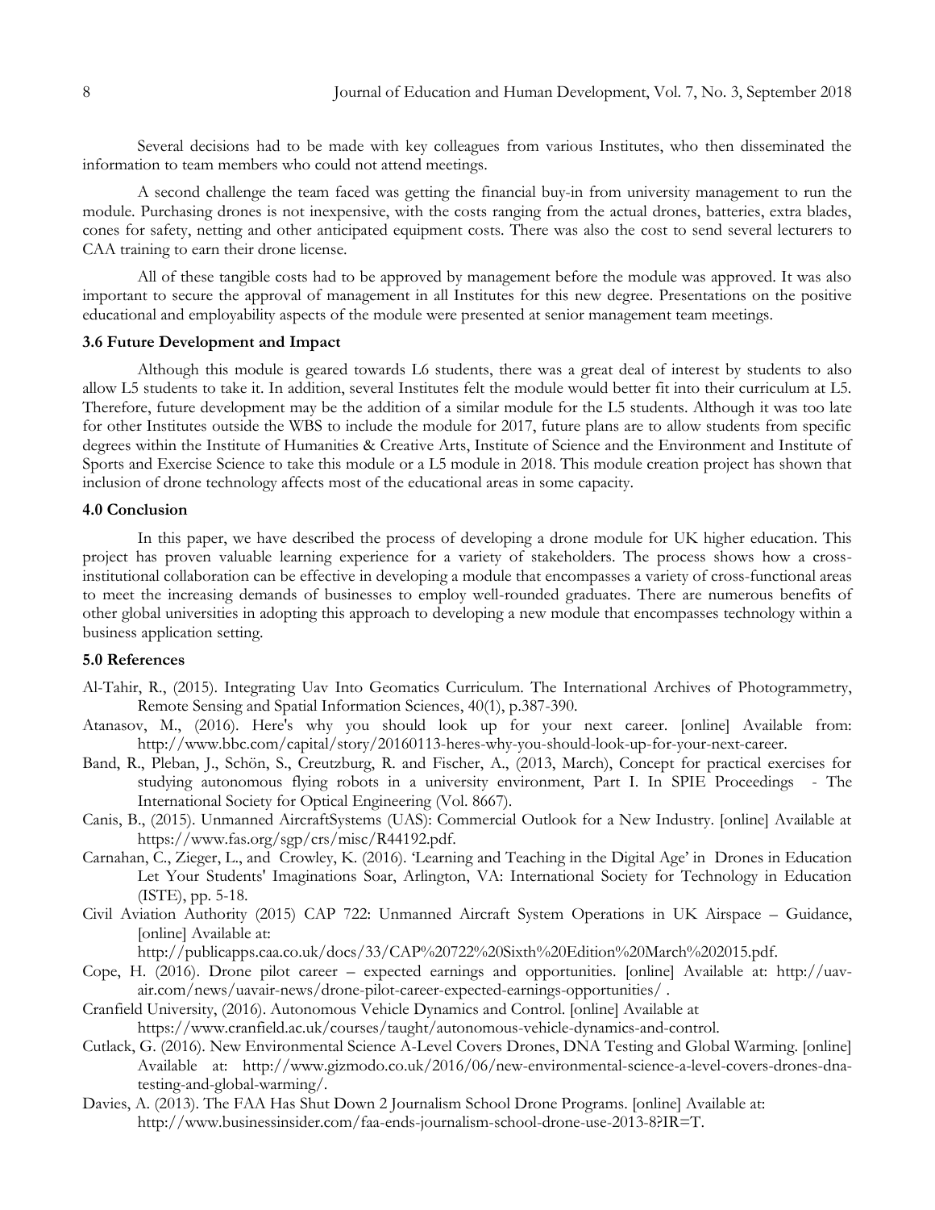Several decisions had to be made with key colleagues from various Institutes, who then disseminated the information to team members who could not attend meetings.

A second challenge the team faced was getting the financial buy-in from university management to run the module. Purchasing drones is not inexpensive, with the costs ranging from the actual drones, batteries, extra blades, cones for safety, netting and other anticipated equipment costs. There was also the cost to send several lecturers to CAA training to earn their drone license.

All of these tangible costs had to be approved by management before the module was approved. It was also important to secure the approval of management in all Institutes for this new degree. Presentations on the positive educational and employability aspects of the module were presented at senior management team meetings.

### 3.6 Future Development and Impact

Although this module is geared towards L6 students, there was a great deal of interest by students to also allow L5 students to take it. In addition, several Institutes felt the module would better fit into their curriculum at L5. Therefore, future development may be the addition of a similar module for the L5 students. Although it was too late for other Institutes outside the WBS to include the module for 2017, future plans are to allow students from specific degrees within the Institute of Humanities & Creative Arts, Institute of Science and the Environment and Institute of Sports and Exercise Science to take this module or a L5 module in 2018. This module creation project has shown that inclusion of drone technology affects most of the educational areas in some capacity.

## 4.0 Conclusion

In this paper, we have described the process of developing a drone module for UK higher education. This project has proven valuable learning experience for a variety of stakeholders. The process shows how a cross-institutional collaboration can be effective in developing a module that encompasses a variety of cross-functional areas to meet the increasing demands of businesses to employ well-rounded graduates. There are numerous benefits of other global universities in adopting this approach to developing a new module that encompasses technology within a business application setting.

## 5.0 References

Al-Tahir, R., (2015). Integrating Uav Into Geomatics Curriculum. The International Archives of Photogrammetry, Remote Sensing and Spatial Information Sciences, 40(1), p.387-390.

Atanasov, M., (2016). Here's why you should look up for your next career. [online] Available from: http://www.bbc.com/capital/story/20160113-heres-why-you-should-look-up-for-your-next-career.

Band, R., Pleban, J., Schön, S., Creutzburg, R. and Fischer, A., (2013, March), Concept for practical exercises for studying autonomous flying robots in a university environment, Part I. In SPIE Proceedings - The International Society for Optical Engineering (Vol. 8667).

Canis, B., (2015). Unmanned AircraftSystems (UAS): Commercial Outlook for a New Industry. [online] Available at https://www.fas.org/sgp/crs/misc/R44192.pdf.

Carnahan, C., Zieger, L., and Crowley, K. (2016). 'Learning and Teaching in the Digital Age' in Drones in Education Let Your Students' Imaginations Soar, Arlington, VA: International Society for Technology in Education (ISTE), pp. 5-18.

Civil Aviation Authority (2015) CAP 722: Unmanned Aircraft System Operations in UK Airspace – Guidance, [online] Available at: http://publicapps.caa.co.uk/docs/33/CAP%20722%20Sixth%20Edition%20March%202015.pdf.

Cope, H. (2016). Drone pilot career – expected earnings and opportunities. [online] Available at: http://uav-air.com/news/uavair-news/drone-pilot-career-expected-earnings-opportunities/ .

Cranfield University, (2016). Autonomous Vehicle Dynamics and Control. [online] Available at https://www.cranfield.ac.uk/courses/taught/autonomous-vehicle-dynamics-and-control.

Cutlack, G. (2016). New Environmental Science A-Level Covers Drones, DNA Testing and Global Warming. [online] Available at: http://www.gizmodo.co.uk/2016/06/new-environmental-science-a-level-covers-drones-dna-testing-and-global-warming/.

Davies, A. (2013). The FAA Has Shut Down 2 Journalism School Drone Programs. [online] Available at: http://www.businessinsider.com/faa-ends-journalism-school-drone-use-2013-8?IR=T.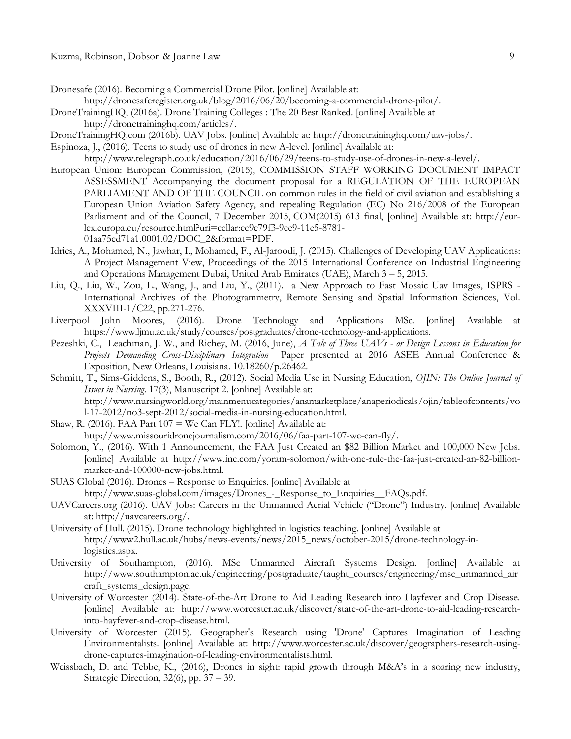Dronesafe (2016). Becoming a Commercial Drone Pilot. [online] Available at: http://dronesaferegister.org.uk/blog/2016/06/20/becoming-a-commercial-drone-pilot/.

DroneTrainingHQ, (2016a). Drone Training Colleges : The 20 Best Ranked. [online] Available at http://dronetraininghq.com/articles/.

DroneTrainingHQ.com (2016b). UAV Jobs. [online] Available at: http://dronetraininghq.com/uav-jobs/.

Espinoza, J., (2016). Teens to study use of drones in new A-level. [online] Available at: http://www.telegraph.co.uk/education/2016/06/29/teens-to-study-use-of-drones-in-new-a-level/.

European Union: European Commission, (2015), COMMISSION STAFF WORKING DOCUMENT IMPACT ASSESSMENT Accompanying the document proposal for a REGULATION OF THE EUROPEAN PARLIAMENT AND OF THE COUNCIL on common rules in the field of civil aviation and establishing a European Union Aviation Safety Agency, and repealing Regulation (EC) No 216/2008 of the European Parliament and of the Council, 7 December 2015, COM(2015) 613 final, [online] Available at: http://eur-lex.europa.eu/resource.html?uri=cellar:ec9e79f3-9ce9-11e5-8781-01aa75ed71a1.0001.02/DOC_2&format=PDF.

Idries, A., Mohamed, N., Jawhar, I., Mohamed, F., Al-Jaroodi, J. (2015). Challenges of Developing UAV Applications: A Project Management View, Proceedings of the 2015 International Conference on Industrial Engineering and Operations Management Dubai, United Arab Emirates (UAE), March 3 – 5, 2015.

Liu, Q., Liu, W., Zou, L., Wang, J., and Liu, Y., (2011). a New Approach to Fast Mosaic Uav Images, ISPRS - International Archives of the Photogrammetry, Remote Sensing and Spatial Information Sciences, Vol. XXXVIII-1/C22, pp.271-276.

Liverpool John Moores, (2016). Drone Technology and Applications MSc. [online] Available at https://www.ljmu.ac.uk/study/courses/postgraduates/drone-technology-and-applications.

Pezeshki, C., Leachman, J. W., and Richey, M. (2016, June), *A Tale of Three UAVs - or Design Lessons in Education for Projects Demanding Cross-Disciplinary Integration* Paper presented at 2016 ASEE Annual Conference & Exposition, New Orleans, Louisiana. 10.18260/p.26462.

Schmitt, T., Sims-Giddens, S., Booth, R., (2012). Social Media Use in Nursing Education, *OJIN: The Online Journal of Issues in Nursing*. 17(3), Manuscript 2. [online] Available at: http://www.nursingworld.org/mainmenucategories/anamarketplace/anaperiodicals/ojin/tableofcontents/vol-17-2012/no3-sept-2012/social-media-in-nursing-education.html.

Shaw, R. (2016). FAA Part 107 = We Can FLY!. [online] Available at: http://www.missouridronejournalism.com/2016/06/faa-part-107-we-can-fly/.

Solomon, Y., (2016). With 1 Announcement, the FAA Just Created an $82 Billion Market and 100,000 New Jobs. [online] Available at http://www.inc.com/yoram-solomon/with-one-rule-the-faa-just-created-an-82-billion-market-and-100000-new-jobs.html.

SUAS Global (2016). Drones – Response to Enquiries. [online] Available at http://www.suas-global.com/images/Drones_-_Response_to_Enquiries__FAQs.pdf.

UAVCareers.org (2016). UAV Jobs: Careers in the Unmanned Aerial Vehicle ("Drone") Industry. [online] Available at: http://uavcareers.org/.

University of Hull. (2015). Drone technology highlighted in logistics teaching. [online] Available at http://www2.hull.ac.uk/hubs/news-events/news/2015_news/october-2015/drone-technology-in-logistics.aspx.

University of Southampton, (2016). MSc Unmanned Aircraft Systems Design. [online] Available at http://www.southampton.ac.uk/engineering/postgraduate/taught_courses/engineering/msc_unmanned_aircraft_systems_design.page.

University of Worcester (2014). State-of-the-Art Drone to Aid Leading Research into Hayfever and Crop Disease. [online] Available at: http://www.worcester.ac.uk/discover/state-of-the-art-drone-to-aid-leading-research-into-hayfever-and-crop-disease.html.

University of Worcester (2015). Geographer's Research using 'Drone' Captures Imagination of Leading Environmentalists. [online] Available at: http://www.worcester.ac.uk/discover/geographers-research-using-drone-captures-imagination-of-leading-environmentalists.html.

Weissbach, D. and Tebbe, K., (2016), Drones in sight: rapid growth through M&A's in a soaring new industry, Strategic Direction, 32(6), pp. 37 – 39.